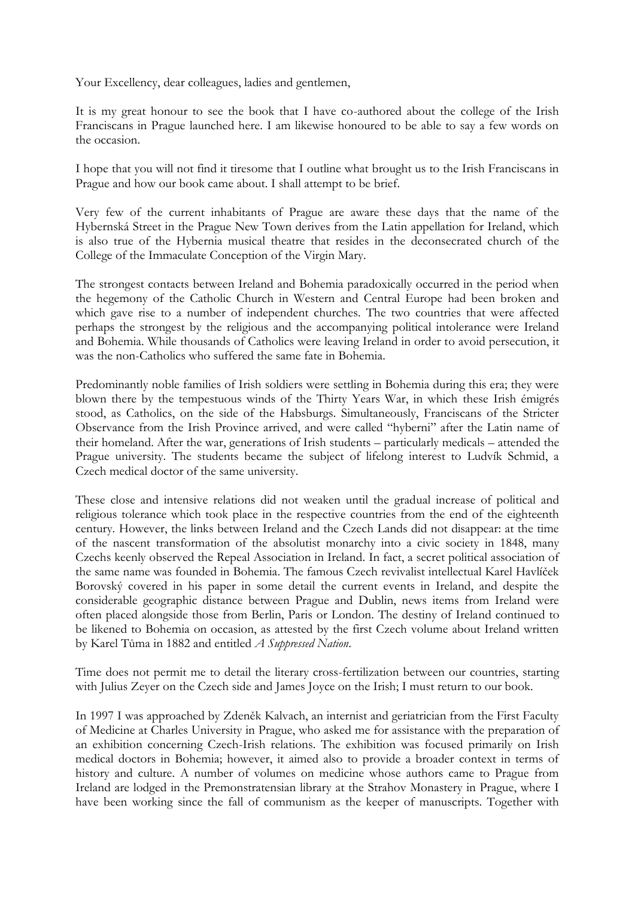Your Excellency, dear colleagues, ladies and gentlemen,

It is my great honour to see the book that I have co-authored about the college of the Irish Franciscans in Prague launched here. I am likewise honoured to be able to say a few words on the occasion.

I hope that you will not find it tiresome that I outline what brought us to the Irish Franciscans in Prague and how our book came about. I shall attempt to be brief.

Very few of the current inhabitants of Prague are aware these days that the name of the Hybernská Street in the Prague New Town derives from the Latin appellation for Ireland, which is also true of the Hybernia musical theatre that resides in the deconsecrated church of the College of the Immaculate Conception of the Virgin Mary.

The strongest contacts between Ireland and Bohemia paradoxically occurred in the period when the hegemony of the Catholic Church in Western and Central Europe had been broken and which gave rise to a number of independent churches. The two countries that were affected perhaps the strongest by the religious and the accompanying political intolerance were Ireland and Bohemia. While thousands of Catholics were leaving Ireland in order to avoid persecution, it was the non-Catholics who suffered the same fate in Bohemia.

Predominantly noble families of Irish soldiers were settling in Bohemia during this era; they were blown there by the tempestuous winds of the Thirty Years War, in which these Irish émigrés stood, as Catholics, on the side of the Habsburgs. Simultaneously, Franciscans of the Stricter Observance from the Irish Province arrived, and were called "hyberni" after the Latin name of their homeland. After the war, generations of Irish students – particularly medicals – attended the Prague university. The students became the subject of lifelong interest to Ludvík Schmid, a Czech medical doctor of the same university.

These close and intensive relations did not weaken until the gradual increase of political and religious tolerance which took place in the respective countries from the end of the eighteenth century. However, the links between Ireland and the Czech Lands did not disappear: at the time of the nascent transformation of the absolutist monarchy into a civic society in 1848, many Czechs keenly observed the Repeal Association in Ireland. In fact, a secret political association of the same name was founded in Bohemia. The famous Czech revivalist intellectual Karel Havlíček Borovský covered in his paper in some detail the current events in Ireland, and despite the considerable geographic distance between Prague and Dublin, news items from Ireland were often placed alongside those from Berlin, Paris or London. The destiny of Ireland continued to be likened to Bohemia on occasion, as attested by the first Czech volume about Ireland written by Karel Tůma in 1882 and entitled *A Suppressed Nation*.

Time does not permit me to detail the literary cross-fertilization between our countries, starting with Julius Zeyer on the Czech side and James Joyce on the Irish; I must return to our book.

In 1997 I was approached by Zdeněk Kalvach, an internist and geriatrician from the First Faculty of Medicine at Charles University in Prague, who asked me for assistance with the preparation of an exhibition concerning Czech-Irish relations. The exhibition was focused primarily on Irish medical doctors in Bohemia; however, it aimed also to provide a broader context in terms of history and culture. A number of volumes on medicine whose authors came to Prague from Ireland are lodged in the Premonstratensian library at the Strahov Monastery in Prague, where I have been working since the fall of communism as the keeper of manuscripts. Together with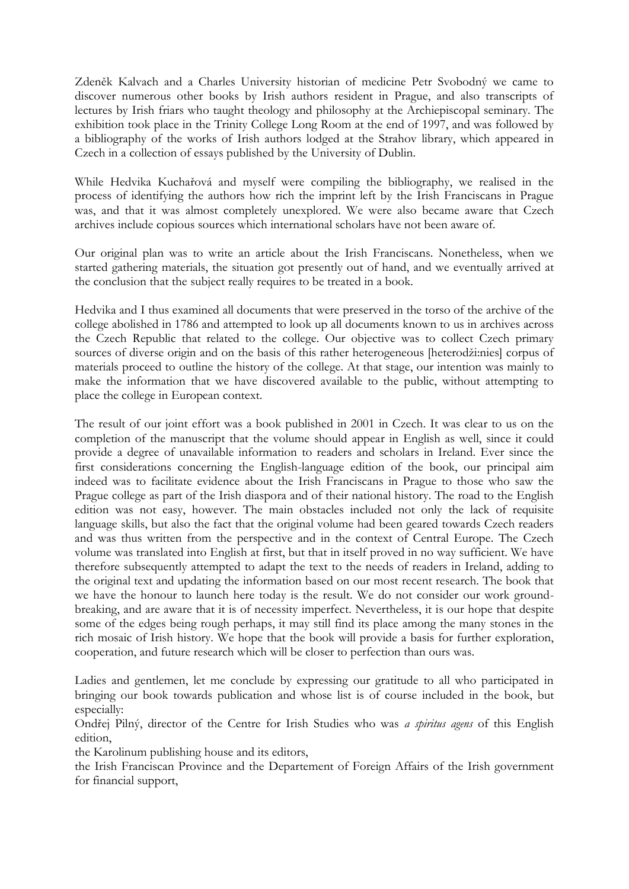Zdeněk Kalvach and a Charles University historian of medicine Petr Svobodný we came to discover numerous other books by Irish authors resident in Prague, and also transcripts of lectures by Irish friars who taught theology and philosophy at the Archiepiscopal seminary. The exhibition took place in the Trinity College Long Room at the end of 1997, and was followed by a bibliography of the works of Irish authors lodged at the Strahov library, which appeared in Czech in a collection of essays published by the University of Dublin.

While Hedvika Kuchařová and myself were compiling the bibliography, we realised in the process of identifying the authors how rich the imprint left by the Irish Franciscans in Prague was, and that it was almost completely unexplored. We were also became aware that Czech archives include copious sources which international scholars have not been aware of.

Our original plan was to write an article about the Irish Franciscans. Nonetheless, when we started gathering materials, the situation got presently out of hand, and we eventually arrived at the conclusion that the subject really requires to be treated in a book.

Hedvika and I thus examined all documents that were preserved in the torso of the archive of the college abolished in 1786 and attempted to look up all documents known to us in archives across the Czech Republic that related to the college. Our objective was to collect Czech primary sources of diverse origin and on the basis of this rather heterogeneous [heterodži:nies] corpus of materials proceed to outline the history of the college. At that stage, our intention was mainly to make the information that we have discovered available to the public, without attempting to place the college in European context.

The result of our joint effort was a book published in 2001 in Czech. It was clear to us on the completion of the manuscript that the volume should appear in English as well, since it could provide a degree of unavailable information to readers and scholars in Ireland. Ever since the first considerations concerning the English-language edition of the book, our principal aim indeed was to facilitate evidence about the Irish Franciscans in Prague to those who saw the Prague college as part of the Irish diaspora and of their national history. The road to the English edition was not easy, however. The main obstacles included not only the lack of requisite language skills, but also the fact that the original volume had been geared towards Czech readers and was thus written from the perspective and in the context of Central Europe. The Czech volume was translated into English at first, but that in itself proved in no way sufficient. We have therefore subsequently attempted to adapt the text to the needs of readers in Ireland, adding to the original text and updating the information based on our most recent research. The book that we have the honour to launch here today is the result. We do not consider our work ground-breaking, and are aware that it is of necessity imperfect. Nevertheless, it is our hope that despite some of the edges being rough perhaps, it may still find its place among the many stones in the rich mosaic of Irish history. We hope that the book will provide a basis for further exploration, cooperation, and future research which will be closer to perfection than ours was.

Ladies and gentlemen, let me conclude by expressing our gratitude to all who participated in bringing our book towards publication and whose list is of course included in the book, but especially:

Ondřej Pilný, director of the Centre for Irish Studies who was *a spiritus agens* of this English edition,

the Karolinum publishing house and its editors,

the Irish Franciscan Province and the Departement of Foreign Affairs of the Irish government for financial support,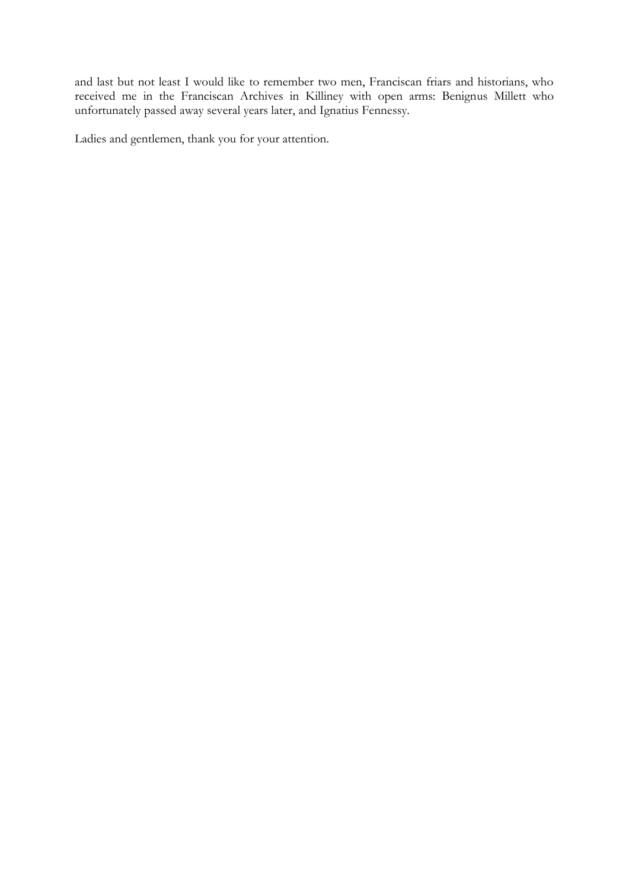and last but not least I would like to remember two men, Franciscan friars and historians, who received me in the Franciscan Archives in Killiney with open arms: Benignus Millett who unfortunately passed away several years later, and Ignatius Fennessy.

Ladies and gentlemen, thank you for your attention.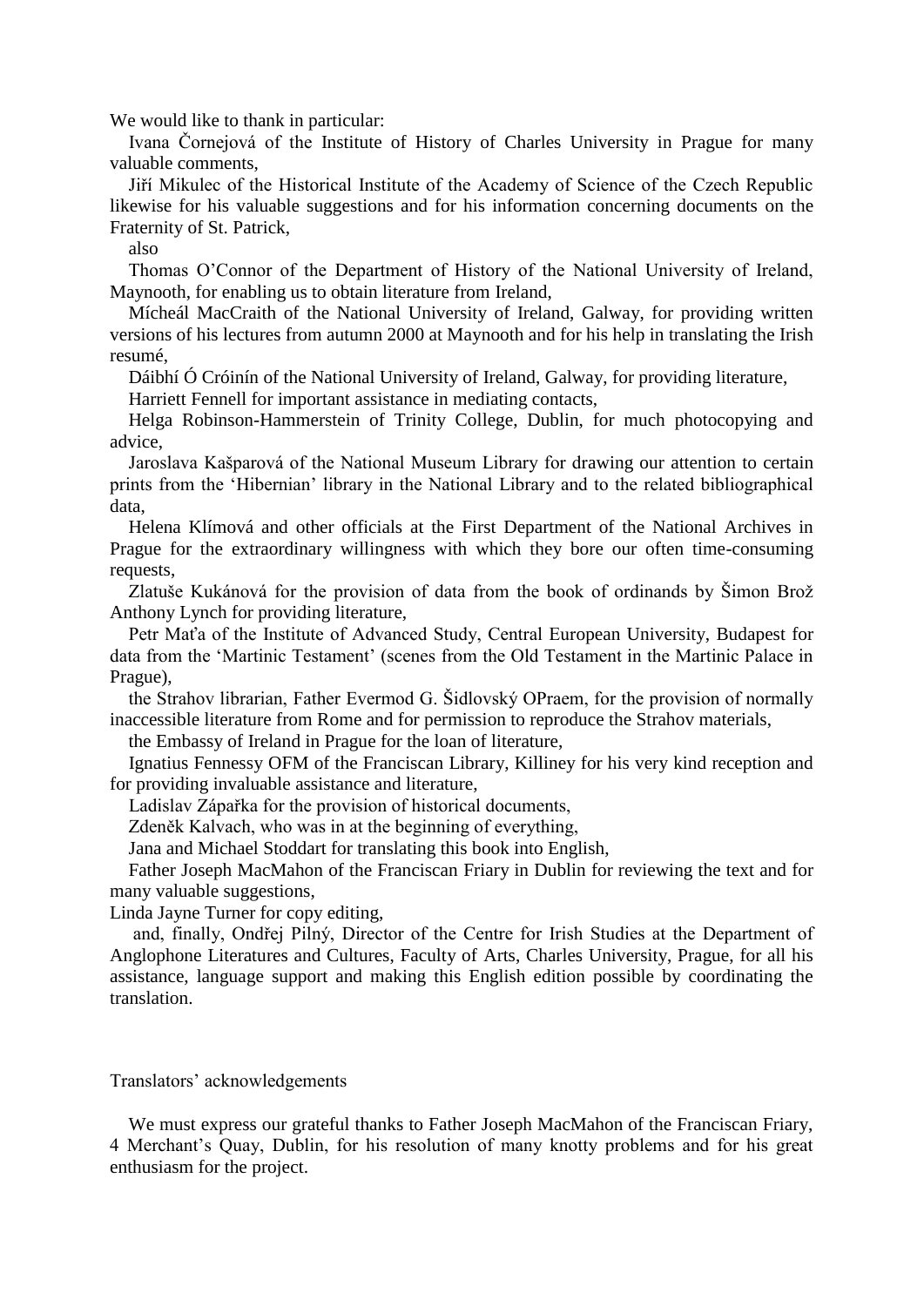We would like to thank in particular:

Ivana Čornejová of the Institute of History of Charles University in Prague for many valuable comments,

Jiří Mikulec of the Historical Institute of the Academy of Science of the Czech Republic likewise for his valuable suggestions and for his information concerning documents on the Fraternity of St. Patrick,

also

Thomas O'Connor of the Department of History of the National University of Ireland, Maynooth, for enabling us to obtain literature from Ireland,

Mícheál MacCraith of the National University of Ireland, Galway, for providing written versions of his lectures from autumn 2000 at Maynooth and for his help in translating the Irish resumé,

Dáibhí Ó Cróinín of the National University of Ireland, Galway, for providing literature,

Harriett Fennell for important assistance in mediating contacts,

Helga Robinson-Hammerstein of Trinity College, Dublin, for much photocopying and advice,

Jaroslava Kašparová of the National Museum Library for drawing our attention to certain prints from the 'Hibernian' library in the National Library and to the related bibliographical data,

Helena Klímová and other officials at the First Department of the National Archives in Prague for the extraordinary willingness with which they bore our often time-consuming requests,

Zlatuše Kukánová for the provision of data from the book of ordinands by Šimon Brož Anthony Lynch for providing literature,

Petr Maťa of the Institute of Advanced Study, Central European University, Budapest for data from the 'Martinic Testament' (scenes from the Old Testament in the Martinic Palace in Prague),

the Strahov librarian, Father Evermod G. Šidlovský OPraem, for the provision of normally inaccessible literature from Rome and for permission to reproduce the Strahov materials,

the Embassy of Ireland in Prague for the loan of literature,

Ignatius Fennessy OFM of the Franciscan Library, Killiney for his very kind reception and for providing invaluable assistance and literature,

Ladislav Zápařka for the provision of historical documents,

Zdeněk Kalvach, who was in at the beginning of everything,

Jana and Michael Stoddart for translating this book into English,

Father Joseph MacMahon of the Franciscan Friary in Dublin for reviewing the text and for many valuable suggestions,

Linda Jayne Turner for copy editing,

and, finally, Ondřej Pilný, Director of the Centre for Irish Studies at the Department of Anglophone Literatures and Cultures, Faculty of Arts, Charles University, Prague, for all his assistance, language support and making this English edition possible by coordinating the translation.

## Translators' acknowledgements

We must express our grateful thanks to Father Joseph MacMahon of the Franciscan Friary, 4 Merchant's Quay, Dublin, for his resolution of many knotty problems and for his great enthusiasm for the project.